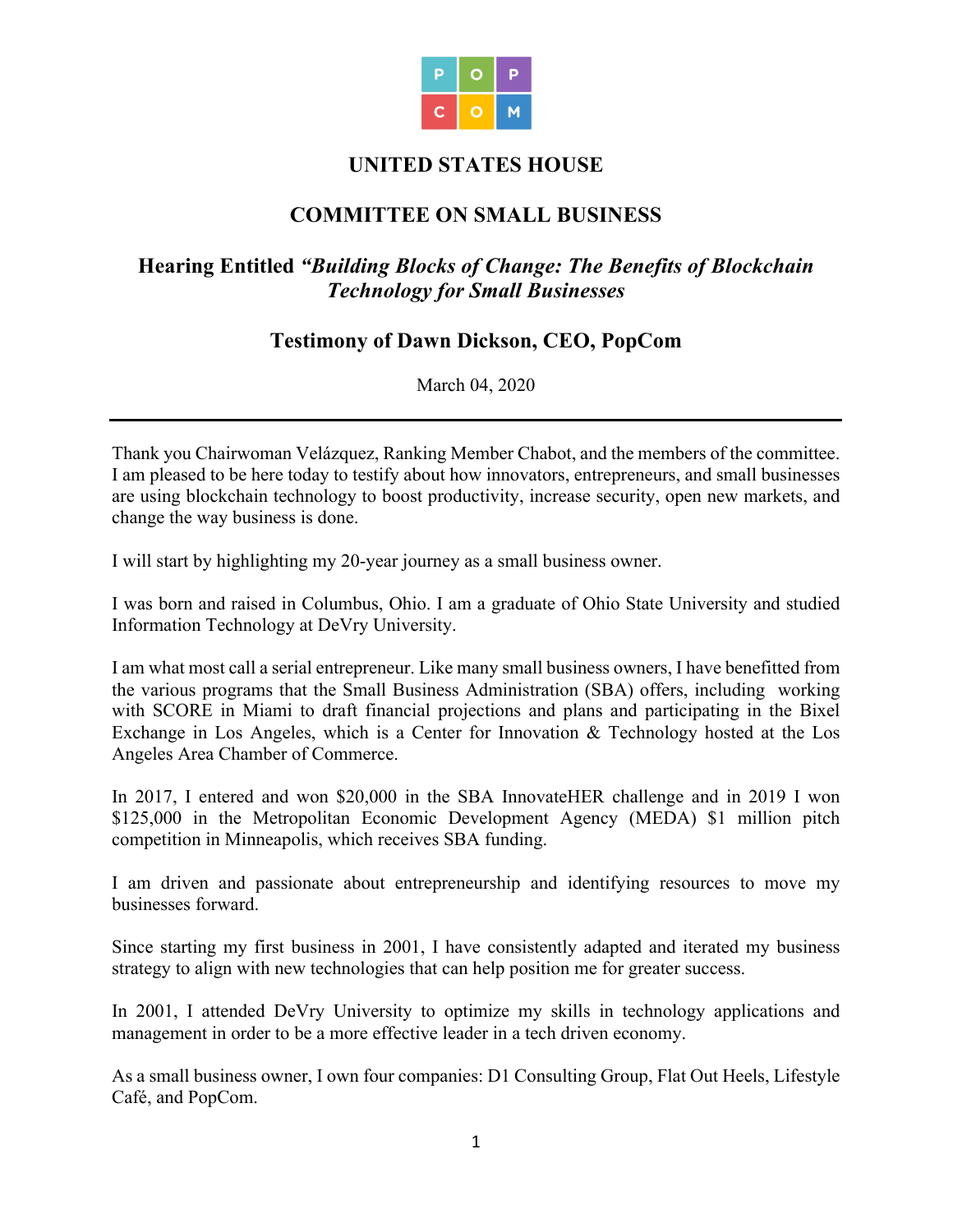# UNITED STATES HOUSE

## COMMITTEE ON SMALL BUSINESS

### Hearing Entitled *"Building Blocks of Change: The Benefits of Blockchain Technology for Small Businesses*

### Testimony of Dawn Dickson, CEO, PopCom

March 04, 2020

---

Thank you Chairwoman Velázquez, Ranking Member Chabot, and the members of the committee. I am pleased to be here today to testify about how innovators, entrepreneurs, and small businesses are using blockchain technology to boost productivity, increase security, open new markets, and change the way business is done.

I will start by highlighting my 20-year journey as a small business owner.

I was born and raised in Columbus, Ohio. I am a graduate of Ohio State University and studied Information Technology at DeVry University.

I am what most call a serial entrepreneur. Like many small business owners, I have benefitted from the various programs that the Small Business Administration (SBA) offers, including working with SCORE in Miami to draft financial projections and plans and participating in the Bixel Exchange in Los Angeles, which is a Center for Innovation & Technology hosted at the Los Angeles Area Chamber of Commerce.

In 2017, I entered and won $20,000 in the SBA InnovateHER challenge and in 2019 I won $125,000 in the Metropolitan Economic Development Agency (MEDA) $1 million pitch competition in Minneapolis, which receives SBA funding.

I am driven and passionate about entrepreneurship and identifying resources to move my businesses forward.

Since starting my first business in 2001, I have consistently adapted and iterated my business strategy to align with new technologies that can help position me for greater success.

In 2001, I attended DeVry University to optimize my skills in technology applications and management in order to be a more effective leader in a tech driven economy.

As a small business owner, I own four companies: D1 Consulting Group, Flat Out Heels, Lifestyle Café, and PopCom.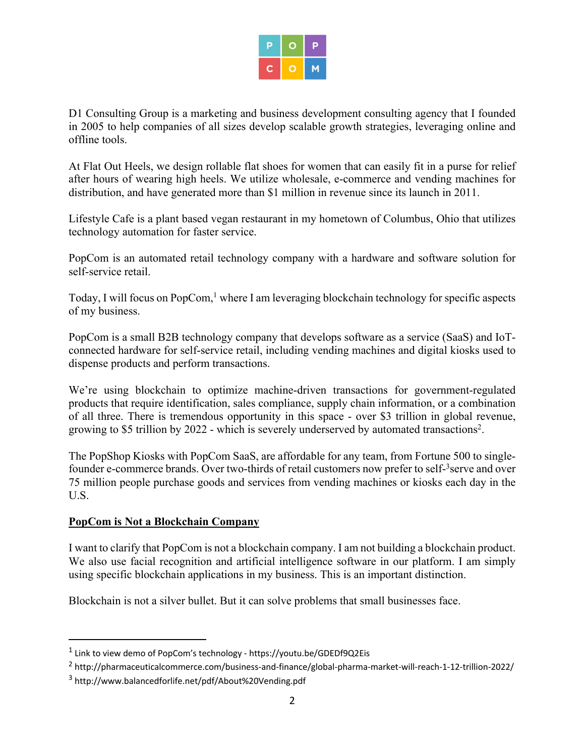D1 Consulting Group is a marketing and business development consulting agency that I founded in 2005 to help companies of all sizes develop scalable growth strategies, leveraging online and offline tools.

At Flat Out Heels, we design rollable flat shoes for women that can easily fit in a purse for relief after hours of wearing high heels. We utilize wholesale, e-commerce and vending machines for distribution, and have generated more than $1 million in revenue since its launch in 2011.

Lifestyle Cafe is a plant based vegan restaurant in my hometown of Columbus, Ohio that utilizes technology automation for faster service.

PopCom is an automated retail technology company with a hardware and software solution for self-service retail.

Today, I will focus on PopCom,[1] where I am leveraging blockchain technology for specific aspects of my business.

PopCom is a small B2B technology company that develops software as a service (SaaS) and IoT-connected hardware for self-service retail, including vending machines and digital kiosks used to dispense products and perform transactions.

We're using blockchain to optimize machine-driven transactions for government-regulated products that require identification, sales compliance, supply chain information, or a combination of all three. There is tremendous opportunity in this space - over $3 trillion in global revenue, growing to $5 trillion by 2022 - which is severely underserved by automated transactions[2].

The PopShop Kiosks with PopCom SaaS, are affordable for any team, from Fortune 500 to single-founder e-commerce brands. Over two-thirds of retail customers now prefer to self-[3]serve and over 75 million people purchase goods and services from vending machines or kiosks each day in the U.S.

**PopCom is Not a Blockchain Company**

I want to clarify that PopCom is not a blockchain company. I am not building a blockchain product. We also use facial recognition and artificial intelligence software in our platform. I am simply using specific blockchain applications in my business. This is an important distinction.

Blockchain is not a silver bullet. But it can solve problems that small businesses face.

---

[1] Link to view demo of PopCom's technology - https://youtu.be/GDEDf9Q2Eis

[2] http://pharmaceuticalcommerce.com/business-and-finance/global-pharma-market-will-reach-1-12-trillion-2022/

[3] http://www.balancedforlife.net/pdf/About%20Vending.pdf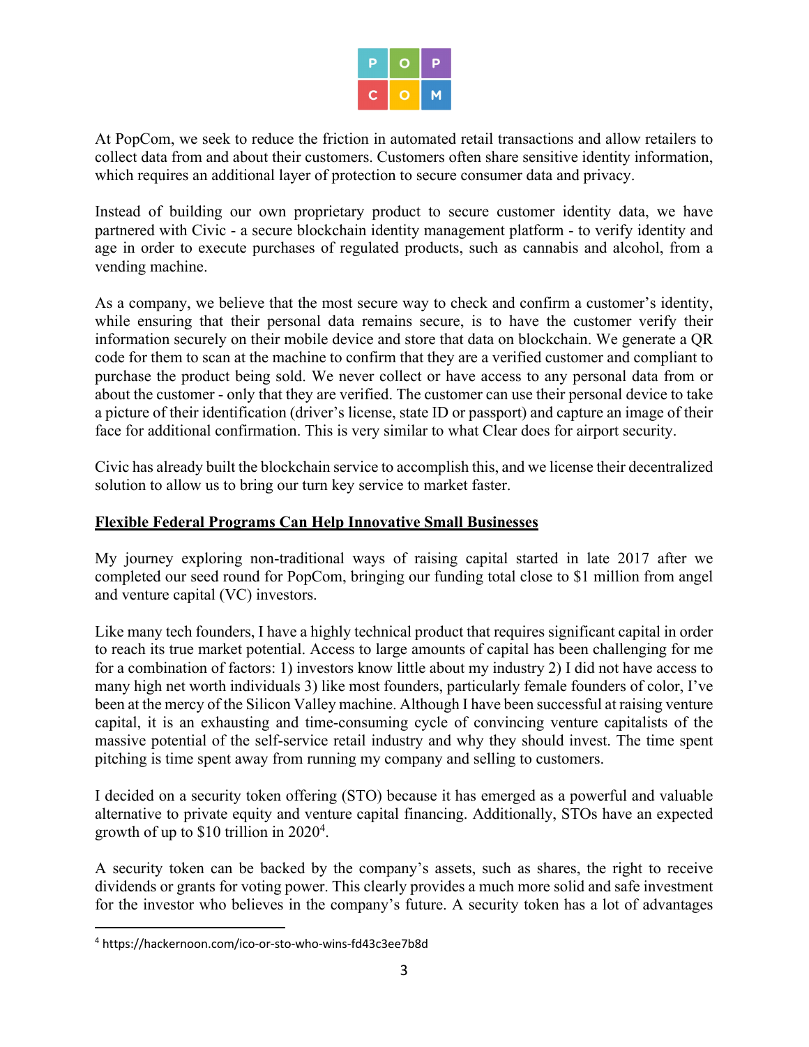At PopCom, we seek to reduce the friction in automated retail transactions and allow retailers to collect data from and about their customers. Customers often share sensitive identity information, which requires an additional layer of protection to secure consumer data and privacy.

Instead of building our own proprietary product to secure customer identity data, we have partnered with Civic - a secure blockchain identity management platform - to verify identity and age in order to execute purchases of regulated products, such as cannabis and alcohol, from a vending machine.

As a company, we believe that the most secure way to check and confirm a customer's identity, while ensuring that their personal data remains secure, is to have the customer verify their information securely on their mobile device and store that data on blockchain. We generate a QR code for them to scan at the machine to confirm that they are a verified customer and compliant to purchase the product being sold. We never collect or have access to any personal data from or about the customer - only that they are verified. The customer can use their personal device to take a picture of their identification (driver's license, state ID or passport) and capture an image of their face for additional confirmation. This is very similar to what Clear does for airport security.

Civic has already built the blockchain service to accomplish this, and we license their decentralized solution to allow us to bring our turn key service to market faster.

**Flexible Federal Programs Can Help Innovative Small Businesses**

My journey exploring non-traditional ways of raising capital started in late 2017 after we completed our seed round for PopCom, bringing our funding total close to $1 million from angel and venture capital (VC) investors.

Like many tech founders, I have a highly technical product that requires significant capital in order to reach its true market potential. Access to large amounts of capital has been challenging for me for a combination of factors: 1) investors know little about my industry 2) I did not have access to many high net worth individuals 3) like most founders, particularly female founders of color, I've been at the mercy of the Silicon Valley machine. Although I have been successful at raising venture capital, it is an exhausting and time-consuming cycle of convincing venture capitalists of the massive potential of the self-service retail industry and why they should invest. The time spent pitching is time spent away from running my company and selling to customers.

I decided on a security token offering (STO) because it has emerged as a powerful and valuable alternative to private equity and venture capital financing. Additionally, STOs have an expected growth of up to $10 trillion in 2020[4].

A security token can be backed by the company's assets, such as shares, the right to receive dividends or grants for voting power. This clearly provides a much more solid and safe investment for the investor who believes in the company's future. A security token has a lot of advantages

---

[4] https://hackernoon.com/ico-or-sto-who-wins-fd43c3ee7b8d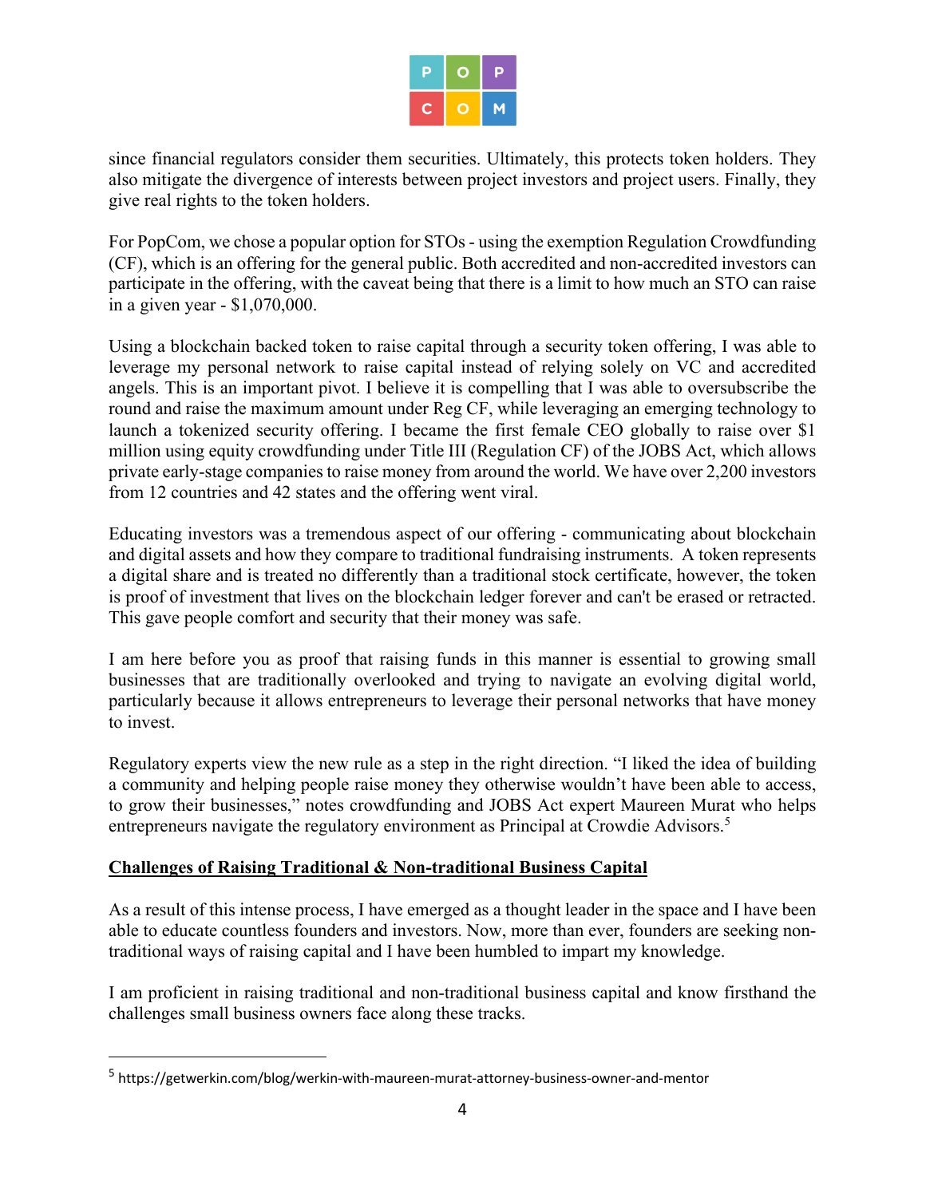since financial regulators consider them securities. Ultimately, this protects token holders. They also mitigate the divergence of interests between project investors and project users. Finally, they give real rights to the token holders.

For PopCom, we chose a popular option for STOs - using the exemption Regulation Crowdfunding (CF), which is an offering for the general public. Both accredited and non-accredited investors can participate in the offering, with the caveat being that there is a limit to how much an STO can raise in a given year - $1,070,000.

Using a blockchain backed token to raise capital through a security token offering, I was able to leverage my personal network to raise capital instead of relying solely on VC and accredited angels. This is an important pivot. I believe it is compelling that I was able to oversubscribe the round and raise the maximum amount under Reg CF, while leveraging an emerging technology to launch a tokenized security offering. I became the first female CEO globally to raise over $1 million using equity crowdfunding under Title III (Regulation CF) of the JOBS Act, which allows private early-stage companies to raise money from around the world. We have over 2,200 investors from 12 countries and 42 states and the offering went viral.

Educating investors was a tremendous aspect of our offering - communicating about blockchain and digital assets and how they compare to traditional fundraising instruments. A token represents a digital share and is treated no differently than a traditional stock certificate, however, the token is proof of investment that lives on the blockchain ledger forever and can't be erased or retracted. This gave people comfort and security that their money was safe.

I am here before you as proof that raising funds in this manner is essential to growing small businesses that are traditionally overlooked and trying to navigate an evolving digital world, particularly because it allows entrepreneurs to leverage their personal networks that have money to invest.

Regulatory experts view the new rule as a step in the right direction. "I liked the idea of building a community and helping people raise money they otherwise wouldn't have been able to access, to grow their businesses," notes crowdfunding and JOBS Act expert Maureen Murat who helps entrepreneurs navigate the regulatory environment as Principal at Crowdie Advisors.[5]

**Challenges of Raising Traditional & Non-traditional Business Capital**

As a result of this intense process, I have emerged as a thought leader in the space and I have been able to educate countless founders and investors. Now, more than ever, founders are seeking non-traditional ways of raising capital and I have been humbled to impart my knowledge.

I am proficient in raising traditional and non-traditional business capital and know firsthand the challenges small business owners face along these tracks.

---

[5] https://getwerkin.com/blog/werkin-with-maureen-murat-attorney-business-owner-and-mentor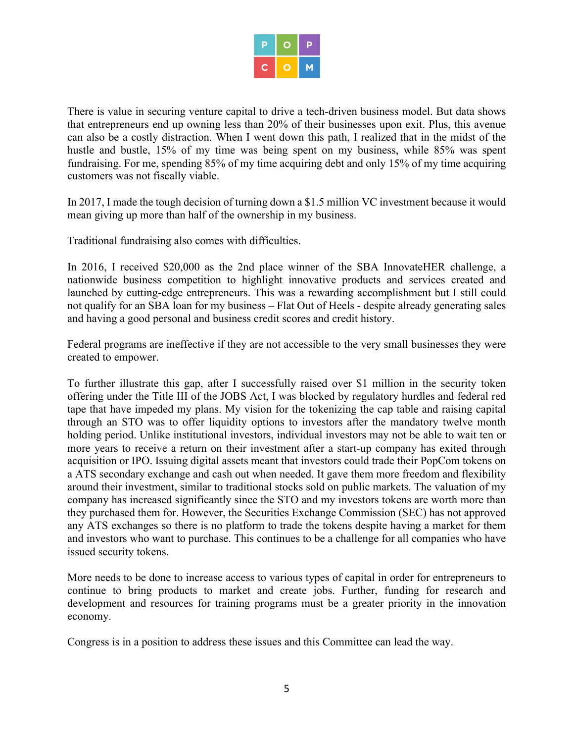There is value in securing venture capital to drive a tech-driven business model. But data shows that entrepreneurs end up owning less than 20% of their businesses upon exit. Plus, this avenue can also be a costly distraction. When I went down this path, I realized that in the midst of the hustle and bustle, 15% of my time was being spent on my business, while 85% was spent fundraising. For me, spending 85% of my time acquiring debt and only 15% of my time acquiring customers was not fiscally viable.

In 2017, I made the tough decision of turning down a $1.5 million VC investment because it would mean giving up more than half of the ownership in my business.

Traditional fundraising also comes with difficulties.

In 2016, I received $20,000 as the 2nd place winner of the SBA InnovateHER challenge, a nationwide business competition to highlight innovative products and services created and launched by cutting-edge entrepreneurs. This was a rewarding accomplishment but I still could not qualify for an SBA loan for my business – Flat Out of Heels - despite already generating sales and having a good personal and business credit scores and credit history.

Federal programs are ineffective if they are not accessible to the very small businesses they were created to empower.

To further illustrate this gap, after I successfully raised over $1 million in the security token offering under the Title III of the JOBS Act, I was blocked by regulatory hurdles and federal red tape that have impeded my plans. My vision for the tokenizing the cap table and raising capital through an STO was to offer liquidity options to investors after the mandatory twelve month holding period. Unlike institutional investors, individual investors may not be able to wait ten or more years to receive a return on their investment after a start-up company has exited through acquisition or IPO. Issuing digital assets meant that investors could trade their PopCom tokens on a ATS secondary exchange and cash out when needed. It gave them more freedom and flexibility around their investment, similar to traditional stocks sold on public markets. The valuation of my company has increased significantly since the STO and my investors tokens are worth more than they purchased them for. However, the Securities Exchange Commission (SEC) has not approved any ATS exchanges so there is no platform to trade the tokens despite having a market for them and investors who want to purchase. This continues to be a challenge for all companies who have issued security tokens.

More needs to be done to increase access to various types of capital in order for entrepreneurs to continue to bring products to market and create jobs. Further, funding for research and development and resources for training programs must be a greater priority in the innovation economy.

Congress is in a position to address these issues and this Committee can lead the way.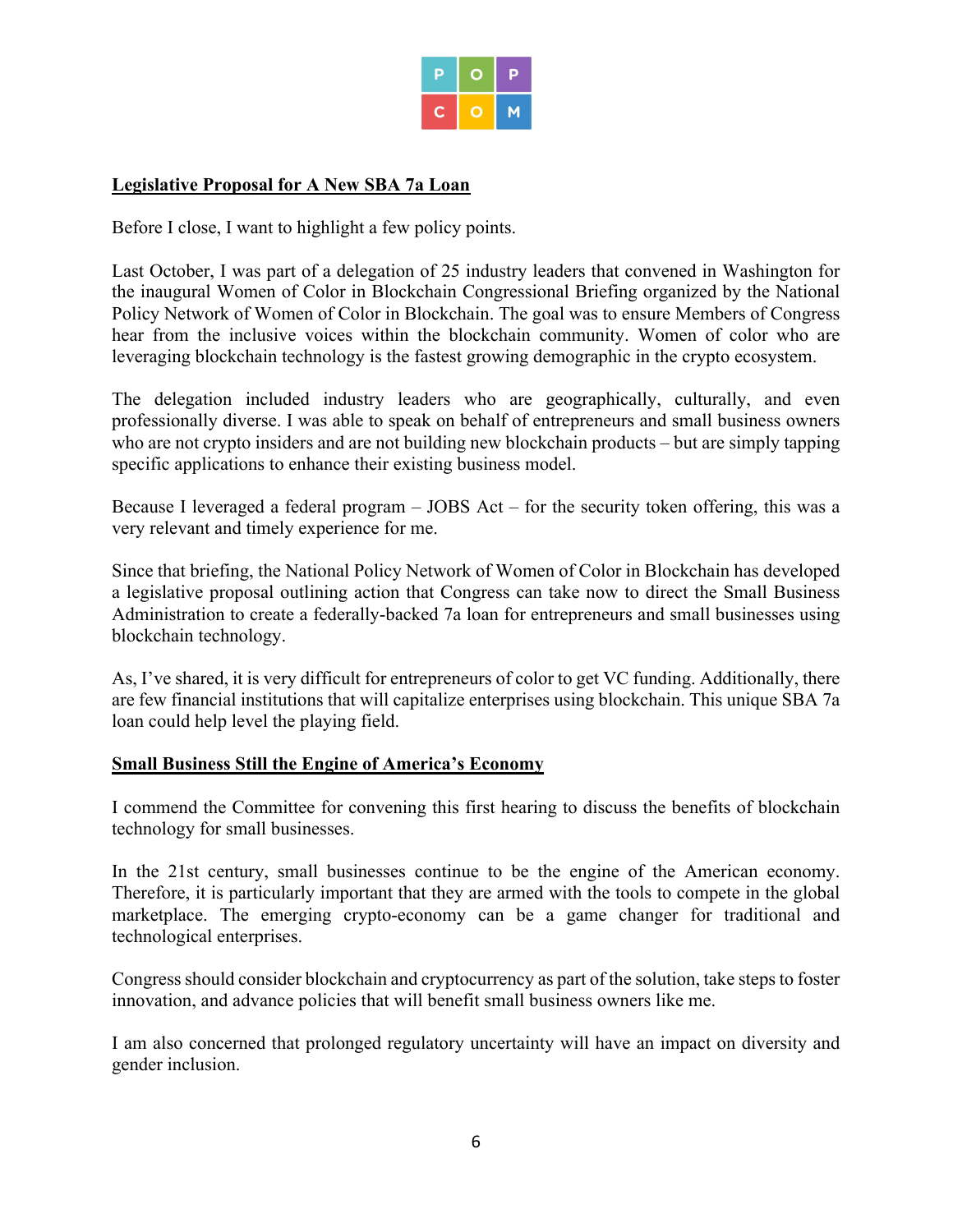**Legislative Proposal for A New SBA 7a Loan**

Before I close, I want to highlight a few policy points.

Last October, I was part of a delegation of 25 industry leaders that convened in Washington for the inaugural Women of Color in Blockchain Congressional Briefing organized by the National Policy Network of Women of Color in Blockchain. The goal was to ensure Members of Congress hear from the inclusive voices within the blockchain community. Women of color who are leveraging blockchain technology is the fastest growing demographic in the crypto ecosystem.

The delegation included industry leaders who are geographically, culturally, and even professionally diverse. I was able to speak on behalf of entrepreneurs and small business owners who are not crypto insiders and are not building new blockchain products – but are simply tapping specific applications to enhance their existing business model.

Because I leveraged a federal program – JOBS Act – for the security token offering, this was a very relevant and timely experience for me.

Since that briefing, the National Policy Network of Women of Color in Blockchain has developed a legislative proposal outlining action that Congress can take now to direct the Small Business Administration to create a federally-backed 7a loan for entrepreneurs and small businesses using blockchain technology.

As, I've shared, it is very difficult for entrepreneurs of color to get VC funding. Additionally, there are few financial institutions that will capitalize enterprises using blockchain. This unique SBA 7a loan could help level the playing field.

**Small Business Still the Engine of America's Economy**

I commend the Committee for convening this first hearing to discuss the benefits of blockchain technology for small businesses.

In the 21st century, small businesses continue to be the engine of the American economy. Therefore, it is particularly important that they are armed with the tools to compete in the global marketplace. The emerging crypto-economy can be a game changer for traditional and technological enterprises.

Congress should consider blockchain and cryptocurrency as part of the solution, take steps to foster innovation, and advance policies that will benefit small business owners like me.

I am also concerned that prolonged regulatory uncertainty will have an impact on diversity and gender inclusion.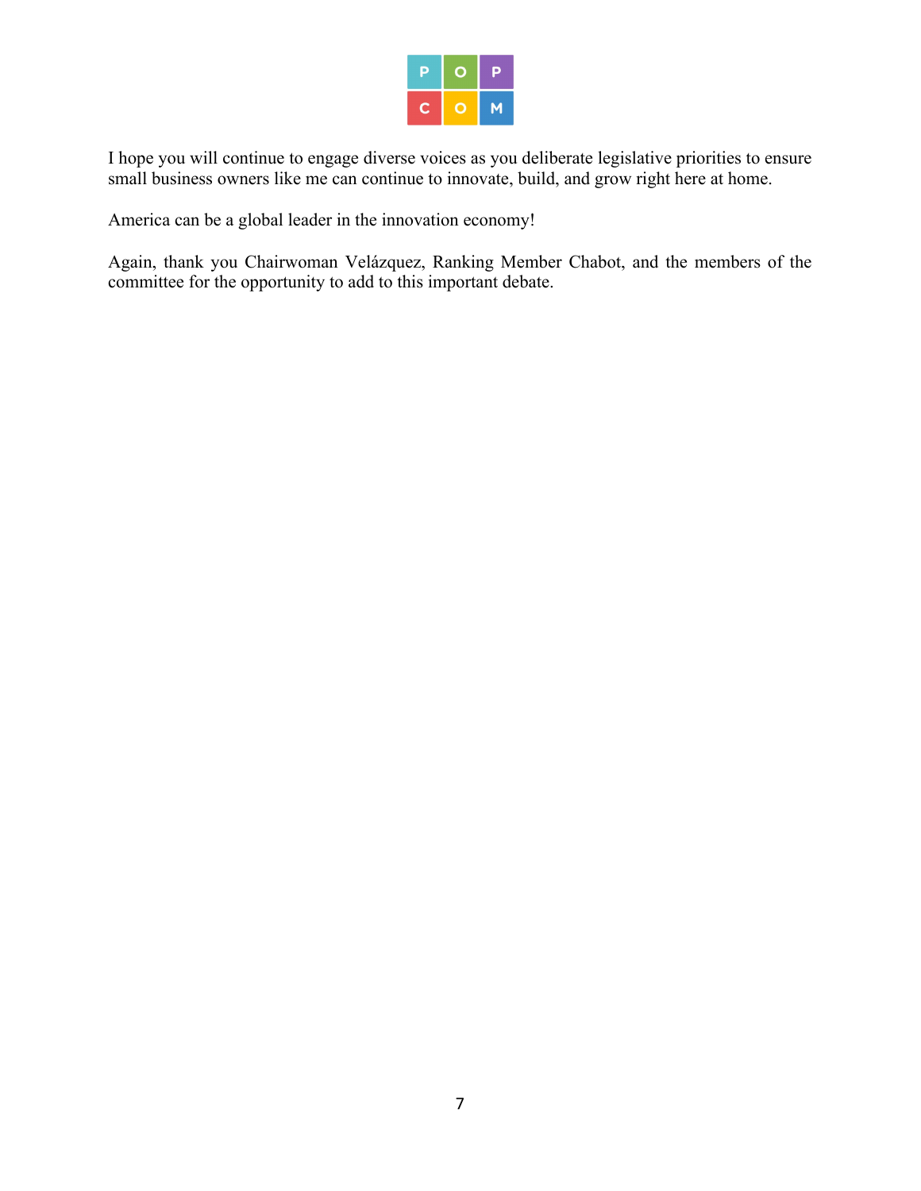I hope you will continue to engage diverse voices as you deliberate legislative priorities to ensure small business owners like me can continue to innovate, build, and grow right here at home.

America can be a global leader in the innovation economy!

Again, thank you Chairwoman Velázquez, Ranking Member Chabot, and the members of the committee for the opportunity to add to this important debate.